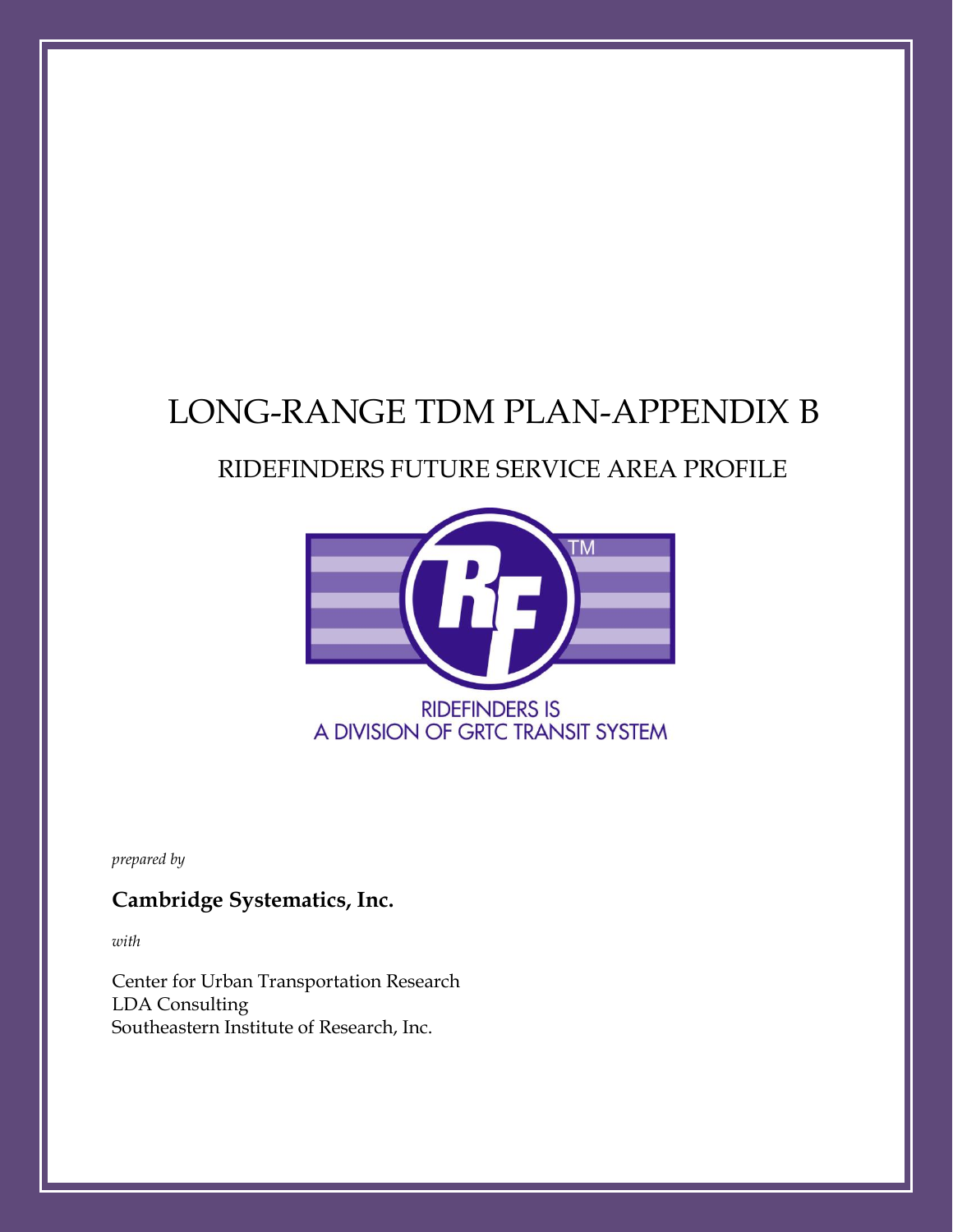# LONG-RANGE TDM PLAN-APPENDIX B

## RIDEFINDERS FUTURE SERVICE AREA PROFILE

RIDEFINDERS IS
A DIVISION OF GRTC TRANSIT SYSTEM

*prepared by*

**Cambridge Systematics, Inc.**

*with*

Center for Urban Transportation Research
LDA Consulting
Southeastern Institute of Research, Inc.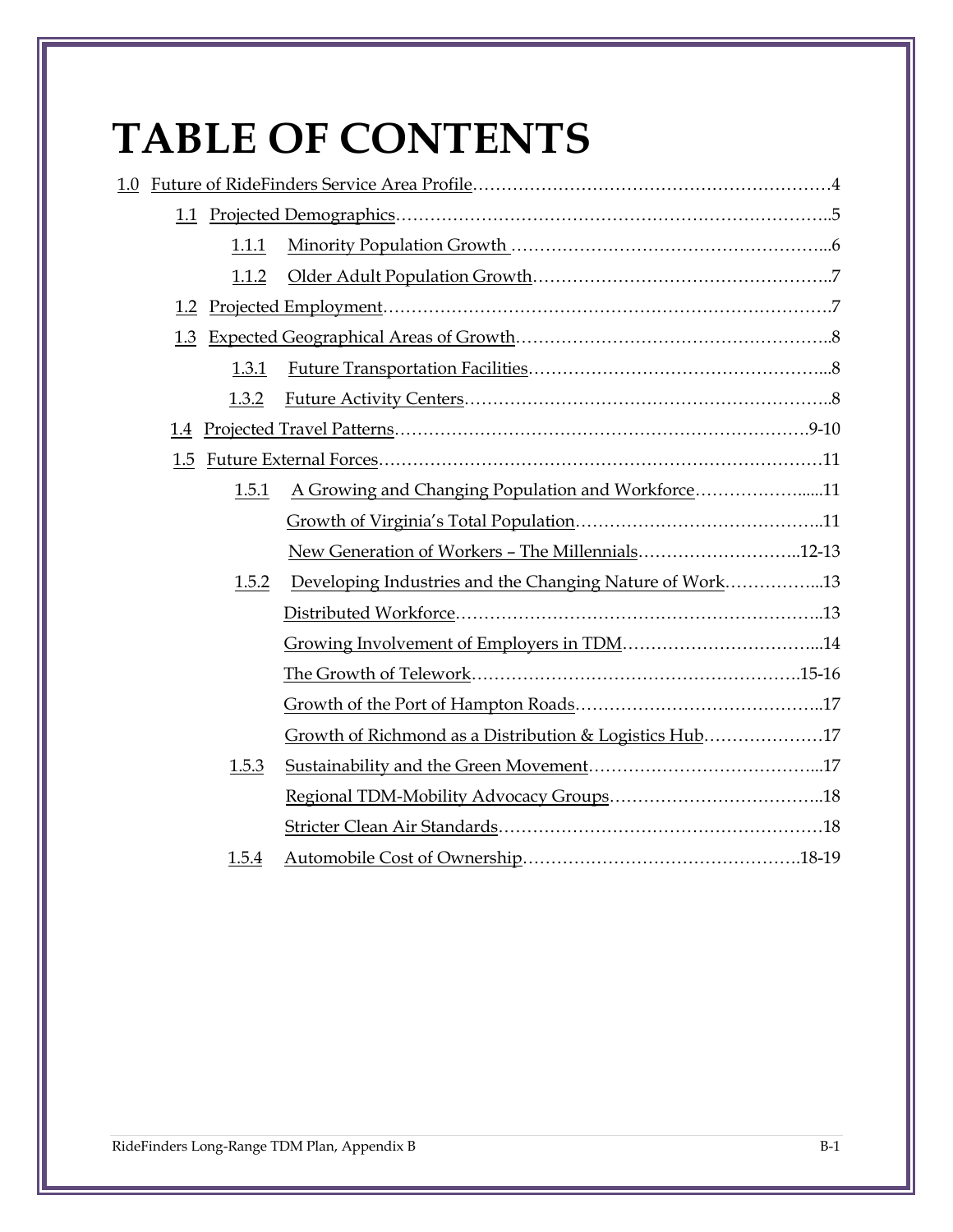# TABLE OF CONTENTS

- 1.0 Future of RideFinders Service Area Profile……………………………………………………4
  - 1.1 Projected Demographics……………………………………………………………………..5
    - 1.1.1 Minority Population Growth ………………………………………………...6
    - 1.1.2 Older Adult Population Growth……………………………………………..7
  - 1.2 Projected Employment……………………………………………………………………….7
  - 1.3 Expected Geographical Areas of Growth………………………………………………..8
    - 1.3.1 Future Transportation Facilities……………………………………………...8
    - 1.3.2 Future Activity Centers………………………………………………………..8
  - 1.4 Projected Travel Patterns………………………………………………………………….9-10
  - 1.5 Future External Forces……………………………………………………………………11
    - 1.5.1 A Growing and Changing Population and Workforce……………….....11
      - Growth of Virginia's Total Population……………………………………..11
      - New Generation of Workers – The Millennials………………………..12-13
    - 1.5.2 Developing Industries and the Changing Nature of Work……………...13
      - Distributed Workforce………………………………………………………..13
      - Growing Involvement of Employers in TDM……………………………...14
      - The Growth of Telework…………………………………………………15-16
      - Growth of the Port of Hampton Roads……………………………………..17
      - Growth of Richmond as a Distribution & Logistics Hub…………………17
    - 1.5.3 Sustainability and the Green Movement…………………………………...17
      - Regional TDM-Mobility Advocacy Groups………………………………..18
      - Stricter Clean Air Standards…………………………………………………18
    - 1.5.4 Automobile Cost of Ownership………………………………………….18-19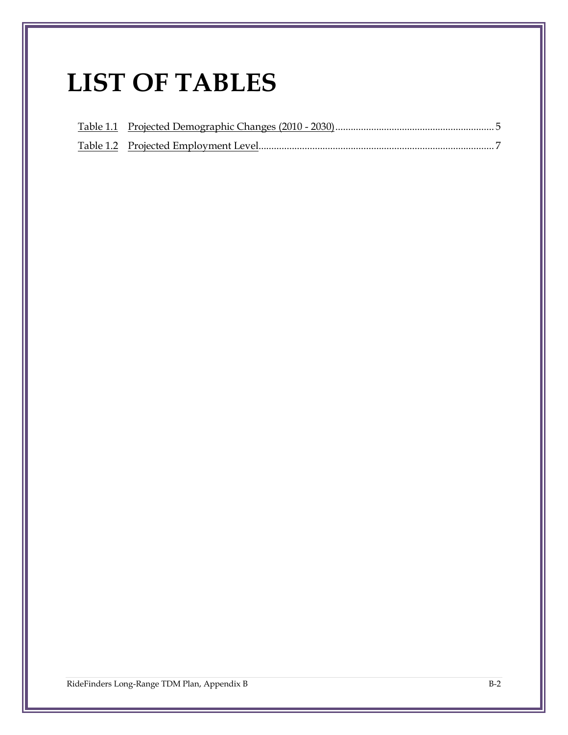# LIST OF TABLES

Table 1.1 Projected Demographic Changes (2010 - 2030) .......... 5

Table 1.2 Projected Employment Level .......... 7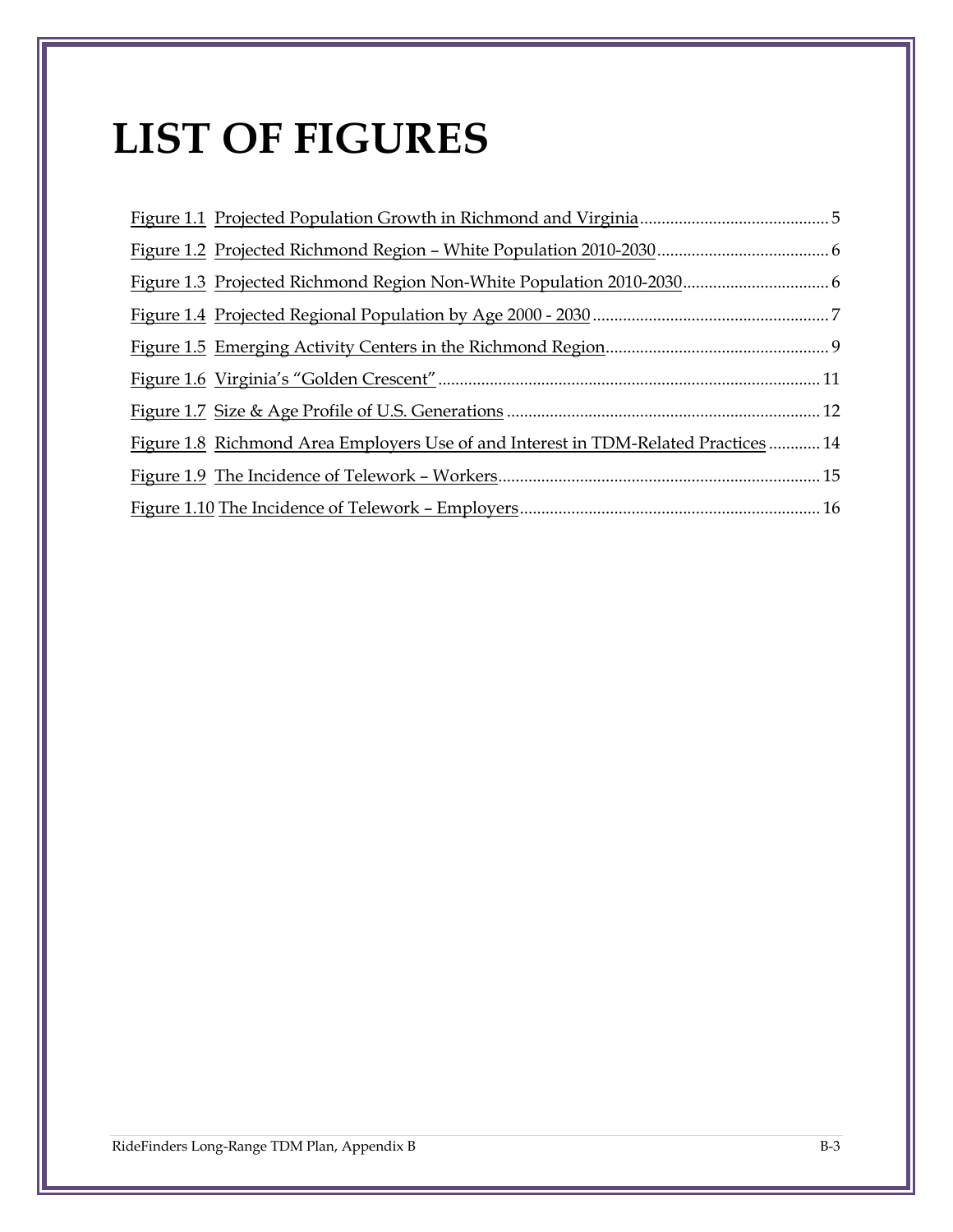# LIST OF FIGURES

Figure 1.1 Projected Population Growth in Richmond and Virginia ........................................... 5
Figure 1.2 Projected Richmond Region – White Population 2010-2030 ........................................ 6
Figure 1.3 Projected Richmond Region Non-White Population 2010-2030 .................................. 6
Figure 1.4 Projected Regional Population by Age 2000 - 2030 ....................................................... 7
Figure 1.5 Emerging Activity Centers in the Richmond Region ................................................... 9
Figure 1.6 Virginia's "Golden Crescent" ........................................................................................ 11
Figure 1.7 Size & Age Profile of U.S. Generations ........................................................................ 12
Figure 1.8 Richmond Area Employers Use of and Interest in TDM-Related Practices ............ 14
Figure 1.9 The Incidence of Telework – Workers .......................................................................... 15
Figure 1.10 The Incidence of Telework – Employers ..................................................................... 16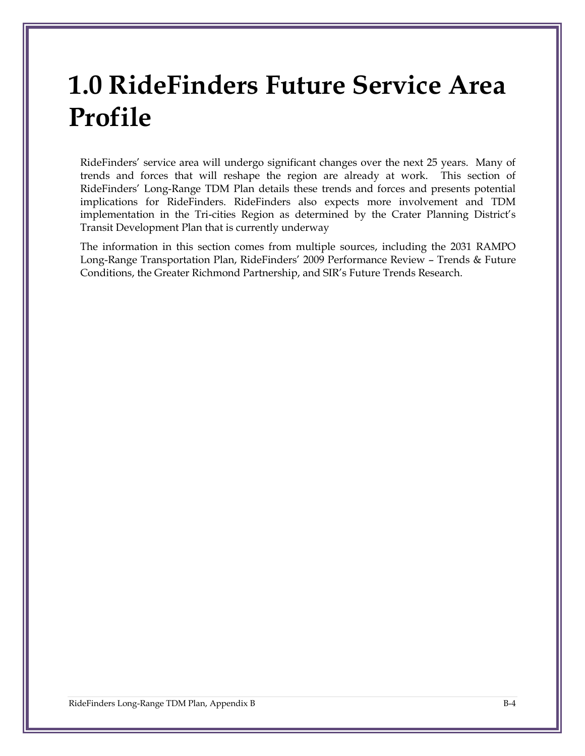# 1.0 RideFinders Future Service Area Profile

RideFinders' service area will undergo significant changes over the next 25 years. Many of trends and forces that will reshape the region are already at work. This section of RideFinders' Long-Range TDM Plan details these trends and forces and presents potential implications for RideFinders. RideFinders also expects more involvement and TDM implementation in the Tri-cities Region as determined by the Crater Planning District's Transit Development Plan that is currently underway

The information in this section comes from multiple sources, including the 2031 RAMPO Long-Range Transportation Plan, RideFinders' 2009 Performance Review – Trends & Future Conditions, the Greater Richmond Partnership, and SIR's Future Trends Research.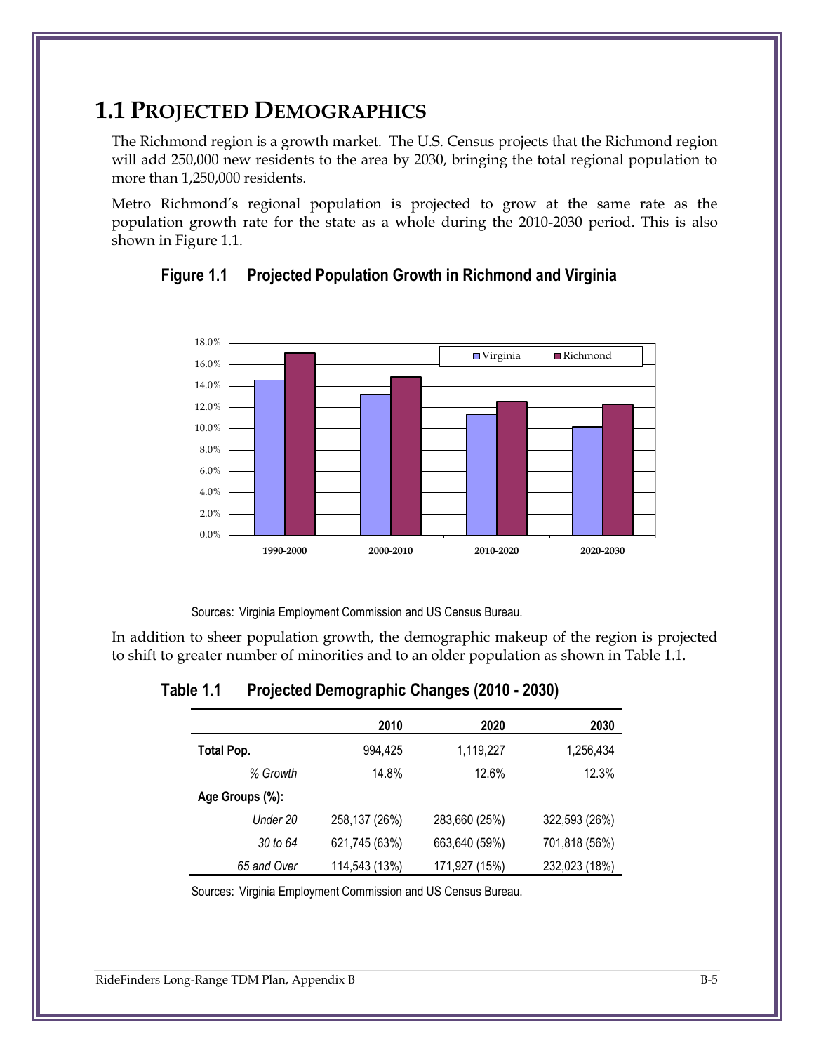## 1.1 Projected Demographics

The Richmond region is a growth market. The U.S. Census projects that the Richmond region will add 250,000 new residents to the area by 2030, bringing the total regional population to more than 1,250,000 residents.

Metro Richmond's regional population is projected to grow at the same rate as the population growth rate for the state as a whole during the 2010-2030 period. This is also shown in Figure 1.1.

**Figure 1.1 Projected Population Growth in Richmond and Virginia**

Sources: Virginia Employment Commission and US Census Bureau.

In addition to sheer population growth, the demographic makeup of the region is projected to shift to greater number of minorities and to an older population as shown in Table 1.1.

**Table 1.1 Projected Demographic Changes (2010 - 2030)**

| | 2010 | 2020 | 2030 |
|---|---|---|---|
| **Total Pop.** | 994,425 | 1,119,227 | 1,256,434 |
| *% Growth* | 14.8% | 12.6% | 12.3% |
| **Age Groups (%):** | | | |
| *Under 20* | 258,137 (26%) | 283,660 (25%) | 322,593 (26%) |
| *30 to 64* | 621,745 (63%) | 663,640 (59%) | 701,818 (56%) |
| *65 and Over* | 114,543 (13%) | 171,927 (15%) | 232,023 (18%) |

Sources: Virginia Employment Commission and US Census Bureau.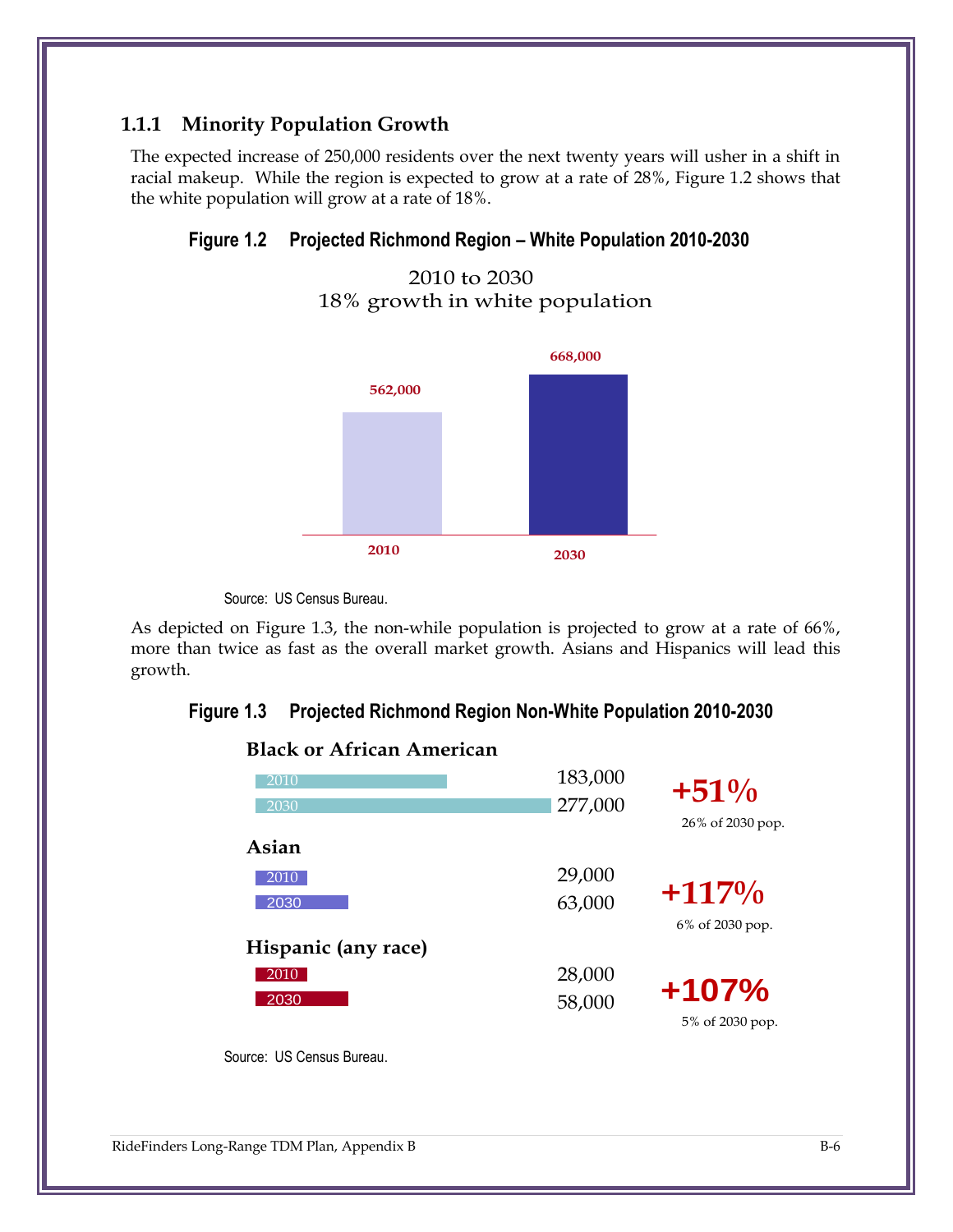### 1.1.1 Minority Population Growth

The expected increase of 250,000 residents over the next twenty years will usher in a shift in racial makeup. While the region is expected to grow at a rate of 28%, Figure 1.2 shows that the white population will grow at a rate of 18%.

**Figure 1.2 Projected Richmond Region – White Population 2010-2030**

2010 to 2030
18% growth in white population

| Year | White Population |
|---|---|
| 2010 | 562,000 |
| 2030 | 668,000 |

Source: US Census Bureau.

As depicted on Figure 1.3, the non-while population is projected to grow at a rate of 66%, more than twice as fast as the overall market growth. Asians and Hispanics will lead this growth.

**Figure 1.3 Projected Richmond Region Non-White Population 2010-2030**

| Group | 2010 | 2030 | Growth | Share of 2030 pop. |
|---|---|---|---|---|
| Black or African American | 183,000 | 277,000 | +51% | 26% of 2030 pop. |
| Asian | 29,000 | 63,000 | +117% | 6% of 2030 pop. |
| Hispanic (any race) | 28,000 | 58,000 | +107% | 5% of 2030 pop. |

Source: US Census Bureau.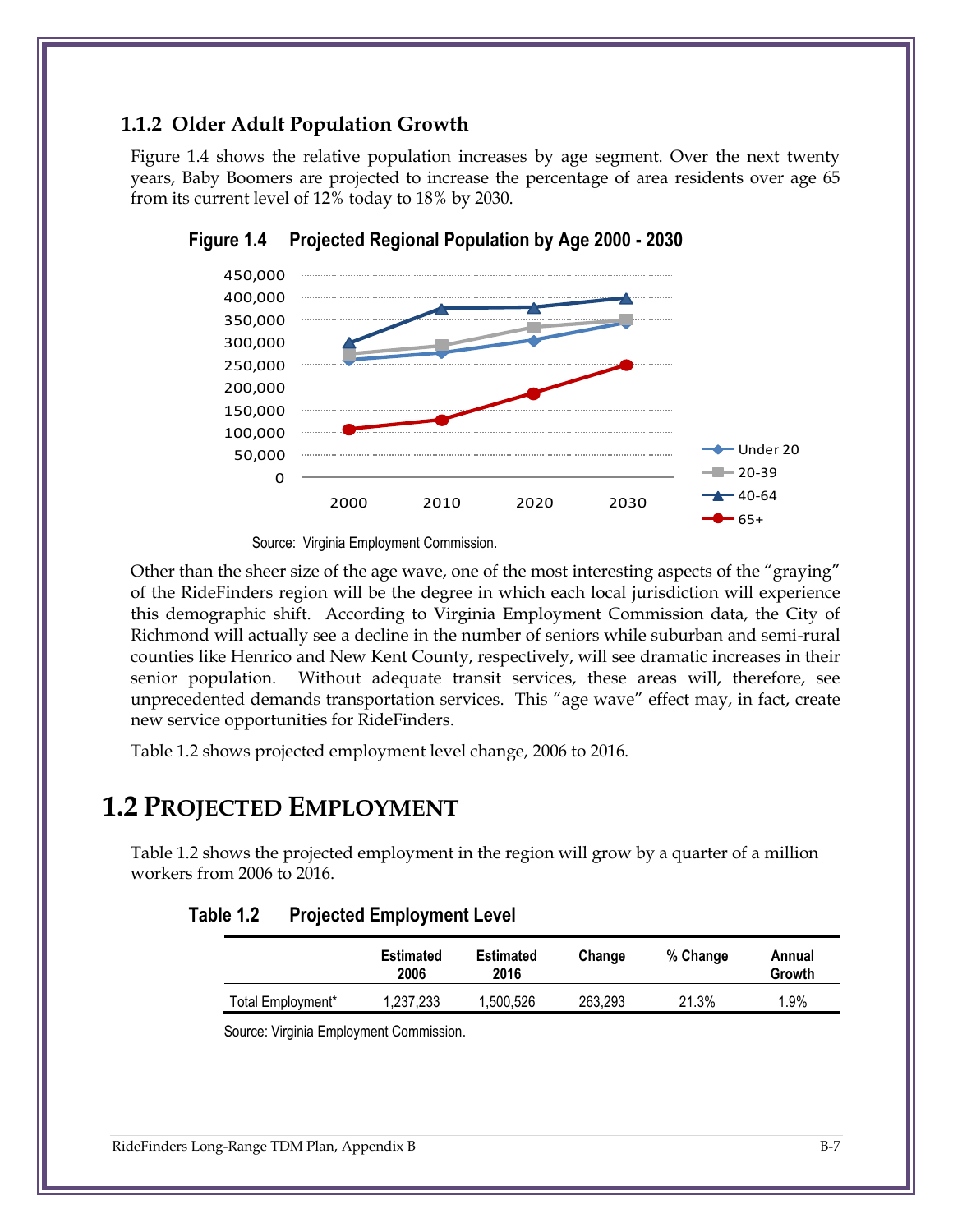### 1.1.2 Older Adult Population Growth

Figure 1.4 shows the relative population increases by age segment. Over the next twenty years, Baby Boomers are projected to increase the percentage of area residents over age 65 from its current level of 12% today to 18% by 2030.

**Figure 1.4 Projected Regional Population by Age 2000 - 2030**

Source: Virginia Employment Commission.

Other than the sheer size of the age wave, one of the most interesting aspects of the "graying" of the RideFinders region will be the degree in which each local jurisdiction will experience this demographic shift. According to Virginia Employment Commission data, the City of Richmond will actually see a decline in the number of seniors while suburban and semi-rural counties like Henrico and New Kent County, respectively, will see dramatic increases in their senior population. Without adequate transit services, these areas will, therefore, see unprecedented demands transportation services. This "age wave" effect may, in fact, create new service opportunities for RideFinders.

Table 1.2 shows projected employment level change, 2006 to 2016.

## 1.2 Projected Employment

Table 1.2 shows the projected employment in the region will grow by a quarter of a million workers from 2006 to 2016.

**Table 1.2 Projected Employment Level**

| | Estimated 2006 | Estimated 2016 | Change | % Change | Annual Growth |
|---|---|---|---|---|---|
| Total Employment* | 1,237,233 | 1,500,526 | 263,293 | 21.3% | 1.9% |

Source: Virginia Employment Commission.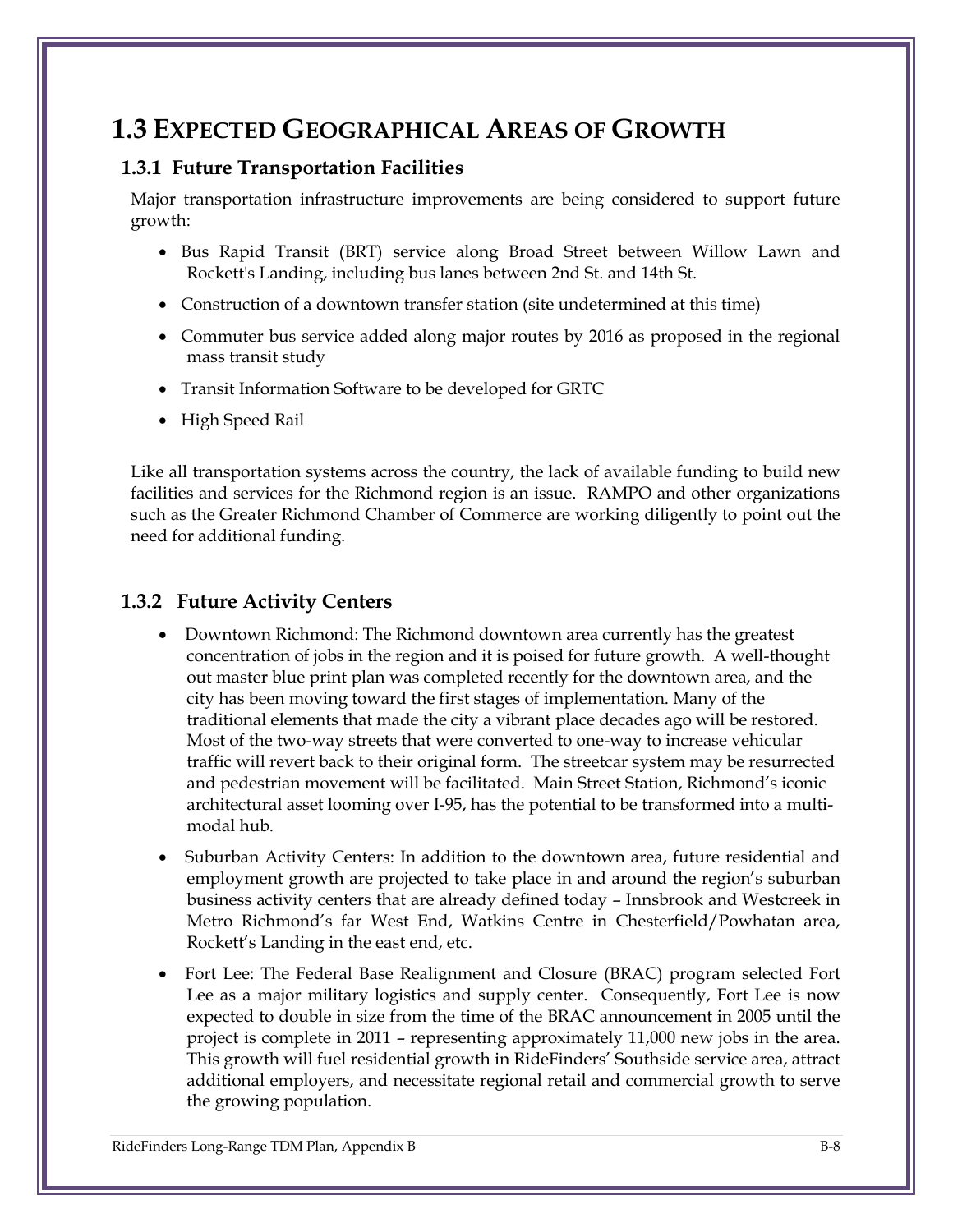# 1.3 Expected Geographical Areas of Growth

## 1.3.1 Future Transportation Facilities

Major transportation infrastructure improvements are being considered to support future growth:

- Bus Rapid Transit (BRT) service along Broad Street between Willow Lawn and Rockett's Landing, including bus lanes between 2nd St. and 14th St.
- Construction of a downtown transfer station (site undetermined at this time)
- Commuter bus service added along major routes by 2016 as proposed in the regional mass transit study
- Transit Information Software to be developed for GRTC
- High Speed Rail

Like all transportation systems across the country, the lack of available funding to build new facilities and services for the Richmond region is an issue. RAMPO and other organizations such as the Greater Richmond Chamber of Commerce are working diligently to point out the need for additional funding.

## 1.3.2 Future Activity Centers

- Downtown Richmond: The Richmond downtown area currently has the greatest concentration of jobs in the region and it is poised for future growth. A well-thought out master blue print plan was completed recently for the downtown area, and the city has been moving toward the first stages of implementation. Many of the traditional elements that made the city a vibrant place decades ago will be restored. Most of the two-way streets that were converted to one-way to increase vehicular traffic will revert back to their original form. The streetcar system may be resurrected and pedestrian movement will be facilitated. Main Street Station, Richmond's iconic architectural asset looming over I-95, has the potential to be transformed into a multi-modal hub.
- Suburban Activity Centers: In addition to the downtown area, future residential and employment growth are projected to take place in and around the region's suburban business activity centers that are already defined today – Innsbrook and Westcreek in Metro Richmond's far West End, Watkins Centre in Chesterfield/Powhatan area, Rockett's Landing in the east end, etc.
- Fort Lee: The Federal Base Realignment and Closure (BRAC) program selected Fort Lee as a major military logistics and supply center. Consequently, Fort Lee is now expected to double in size from the time of the BRAC announcement in 2005 until the project is complete in 2011 – representing approximately 11,000 new jobs in the area. This growth will fuel residential growth in RideFinders' Southside service area, attract additional employers, and necessitate regional retail and commercial growth to serve the growing population.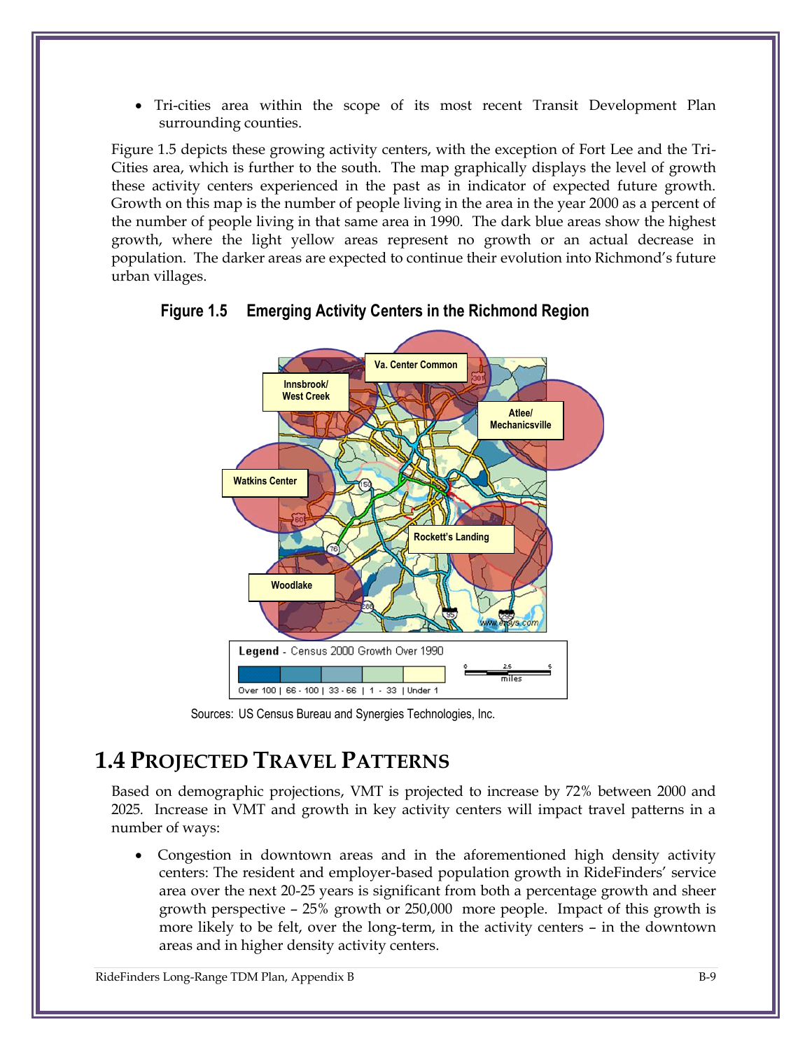- Tri-cities area within the scope of its most recent Transit Development Plan surrounding counties.

Figure 1.5 depicts these growing activity centers, with the exception of Fort Lee and the Tri-Cities area, which is further to the south. The map graphically displays the level of growth these activity centers experienced in the past as in indicator of expected future growth. Growth on this map is the number of people living in the area in the year 2000 as a percent of the number of people living in that same area in 1990. The dark blue areas show the highest growth, where the light yellow areas represent no growth or an actual decrease in population. The darker areas are expected to continue their evolution into Richmond's future urban villages.

**Figure 1.5 Emerging Activity Centers in the Richmond Region**

Sources: US Census Bureau and Synergies Technologies, Inc.

## 1.4 Projected Travel Patterns

Based on demographic projections, VMT is projected to increase by 72% between 2000 and 2025. Increase in VMT and growth in key activity centers will impact travel patterns in a number of ways:

- Congestion in downtown areas and in the aforementioned high density activity centers: The resident and employer-based population growth in RideFinders' service area over the next 20-25 years is significant from both a percentage growth and sheer growth perspective – 25% growth or 250,000 more people. Impact of this growth is more likely to be felt, over the long-term, in the activity centers – in the downtown areas and in higher density activity centers.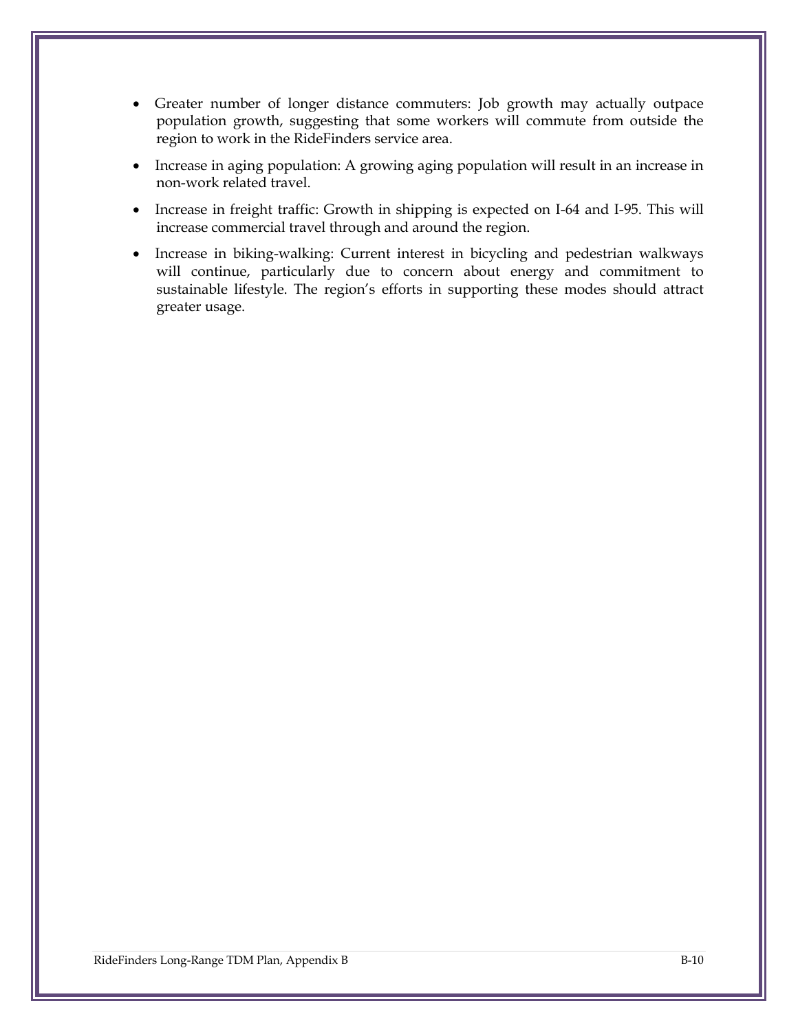- Greater number of longer distance commuters: Job growth may actually outpace population growth, suggesting that some workers will commute from outside the region to work in the RideFinders service area.
- Increase in aging population: A growing aging population will result in an increase in non-work related travel.
- Increase in freight traffic: Growth in shipping is expected on I-64 and I-95. This will increase commercial travel through and around the region.
- Increase in biking-walking: Current interest in bicycling and pedestrian walkways will continue, particularly due to concern about energy and commitment to sustainable lifestyle. The region's efforts in supporting these modes should attract greater usage.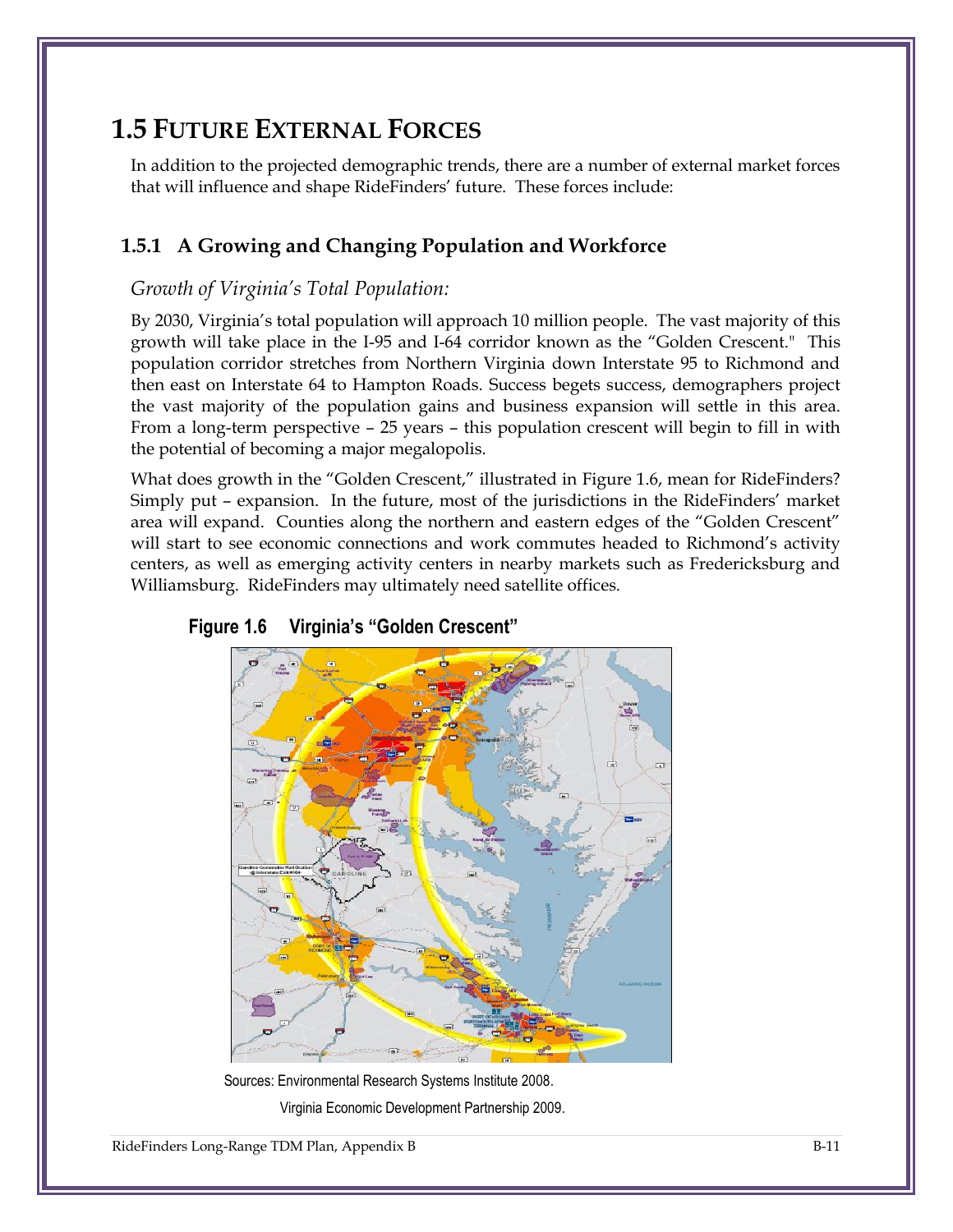# 1.5 Future External Forces

In addition to the projected demographic trends, there are a number of external market forces that will influence and shape RideFinders' future. These forces include:

## 1.5.1 A Growing and Changing Population and Workforce

*Growth of Virginia's Total Population:*

By 2030, Virginia's total population will approach 10 million people. The vast majority of this growth will take place in the I-95 and I-64 corridor known as the "Golden Crescent." This population corridor stretches from Northern Virginia down Interstate 95 to Richmond and then east on Interstate 64 to Hampton Roads. Success begets success, demographers project the vast majority of the population gains and business expansion will settle in this area. From a long-term perspective – 25 years – this population crescent will begin to fill in with the potential of becoming a major megalopolis.

What does growth in the "Golden Crescent," illustrated in Figure 1.6, mean for RideFinders? Simply put – expansion. In the future, most of the jurisdictions in the RideFinders' market area will expand. Counties along the northern and eastern edges of the "Golden Crescent" will start to see economic connections and work commutes headed to Richmond's activity centers, as well as emerging activity centers in nearby markets such as Fredericksburg and Williamsburg. RideFinders may ultimately need satellite offices.

**Figure 1.6 Virginia's "Golden Crescent"**

Sources: Environmental Research Systems Institute 2008.
Virginia Economic Development Partnership 2009.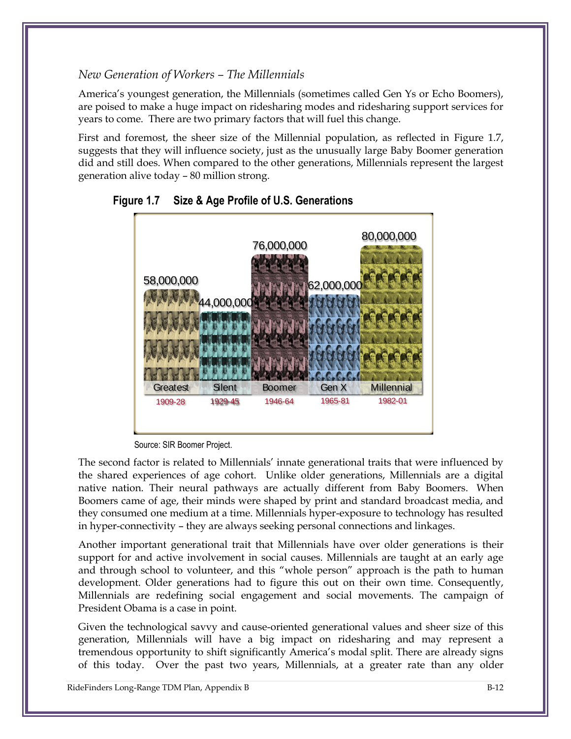*New Generation of Workers – The Millennials*

America's youngest generation, the Millennials (sometimes called Gen Ys or Echo Boomers), are poised to make a huge impact on ridesharing modes and ridesharing support services for years to come. There are two primary factors that will fuel this change.

First and foremost, the sheer size of the Millennial population, as reflected in Figure 1.7, suggests that they will influence society, just as the unusually large Baby Boomer generation did and still does. When compared to the other generations, Millennials represent the largest generation alive today – 80 million strong.

**Figure 1.7 Size & Age Profile of U.S. Generations**

| Generation | Years | Size |
|---|---|---|
| Greatest | 1909-28 | 58,000,000 |
| Silent | 1929-45 | 44,000,000 |
| Boomer | 1946-64 | 76,000,000 |
| Gen X | 1965-81 | 62,000,000 |
| Millennial | 1982-01 | 80,000,000 |

Source: SIR Boomer Project.

The second factor is related to Millennials' innate generational traits that were influenced by the shared experiences of age cohort. Unlike older generations, Millennials are a digital native nation. Their neural pathways are actually different from Baby Boomers. When Boomers came of age, their minds were shaped by print and standard broadcast media, and they consumed one medium at a time. Millennials hyper-exposure to technology has resulted in hyper-connectivity – they are always seeking personal connections and linkages.

Another important generational trait that Millennials have over older generations is their support for and active involvement in social causes. Millennials are taught at an early age and through school to volunteer, and this "whole person" approach is the path to human development. Older generations had to figure this out on their own time. Consequently, Millennials are redefining social engagement and social movements. The campaign of President Obama is a case in point.

Given the technological savvy and cause-oriented generational values and sheer size of this generation, Millennials will have a big impact on ridesharing and may represent a tremendous opportunity to shift significantly America's modal split. There are already signs of this today. Over the past two years, Millennials, at a greater rate than any older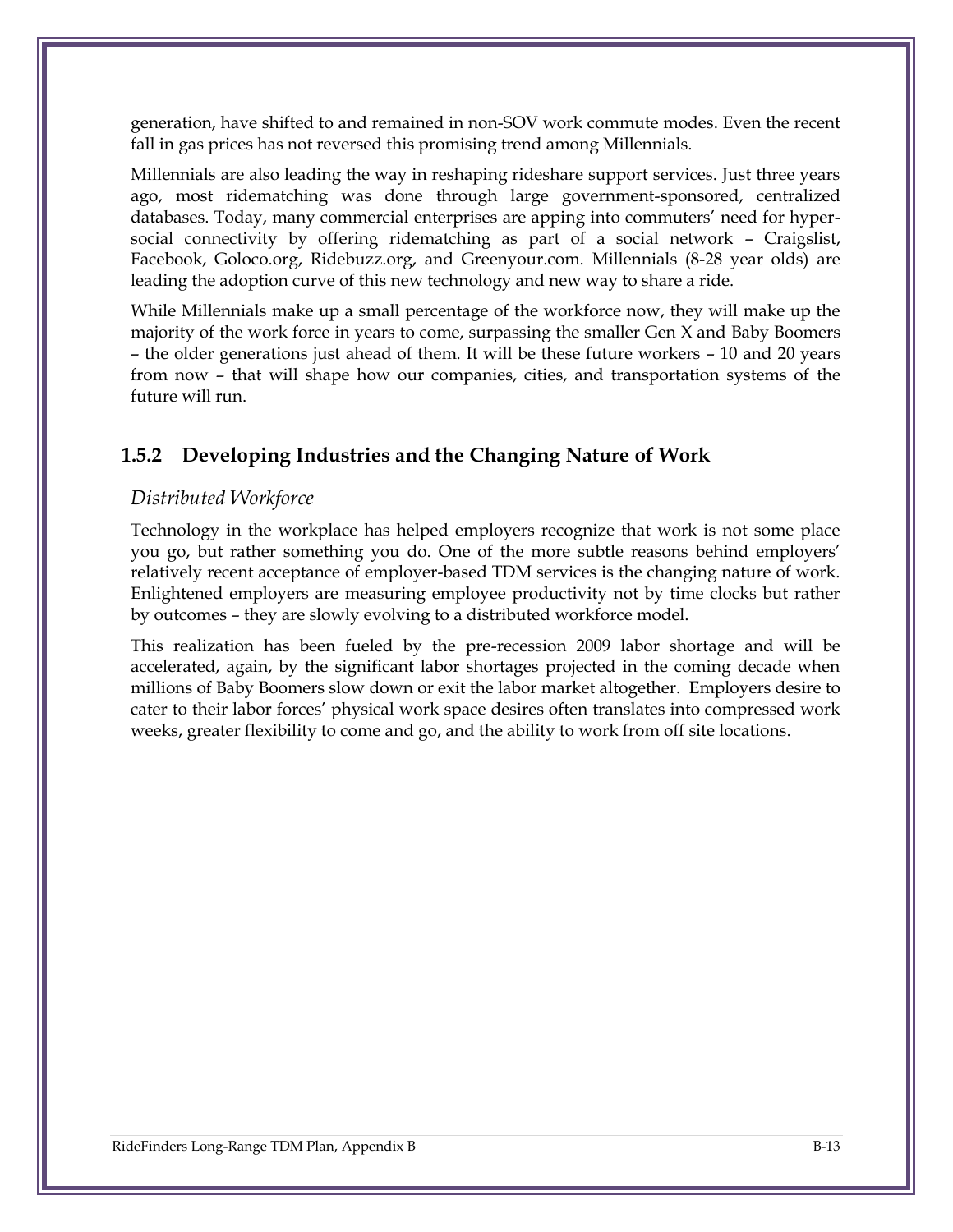generation, have shifted to and remained in non-SOV work commute modes. Even the recent fall in gas prices has not reversed this promising trend among Millennials.

Millennials are also leading the way in reshaping rideshare support services. Just three years ago, most ridematching was done through large government-sponsored, centralized databases. Today, many commercial enterprises are apping into commuters' need for hyper-social connectivity by offering ridematching as part of a social network – Craigslist, Facebook, Goloco.org, Ridebuzz.org, and Greenyour.com. Millennials (8-28 year olds) are leading the adoption curve of this new technology and new way to share a ride.

While Millennials make up a small percentage of the workforce now, they will make up the majority of the work force in years to come, surpassing the smaller Gen X and Baby Boomers – the older generations just ahead of them. It will be these future workers – 10 and 20 years from now – that will shape how our companies, cities, and transportation systems of the future will run.

### 1.5.2 Developing Industries and the Changing Nature of Work

*Distributed Workforce*

Technology in the workplace has helped employers recognize that work is not some place you go, but rather something you do. One of the more subtle reasons behind employers' relatively recent acceptance of employer-based TDM services is the changing nature of work. Enlightened employers are measuring employee productivity not by time clocks but rather by outcomes – they are slowly evolving to a distributed workforce model.

This realization has been fueled by the pre-recession 2009 labor shortage and will be accelerated, again, by the significant labor shortages projected in the coming decade when millions of Baby Boomers slow down or exit the labor market altogether. Employers desire to cater to their labor forces' physical work space desires often translates into compressed work weeks, greater flexibility to come and go, and the ability to work from off site locations.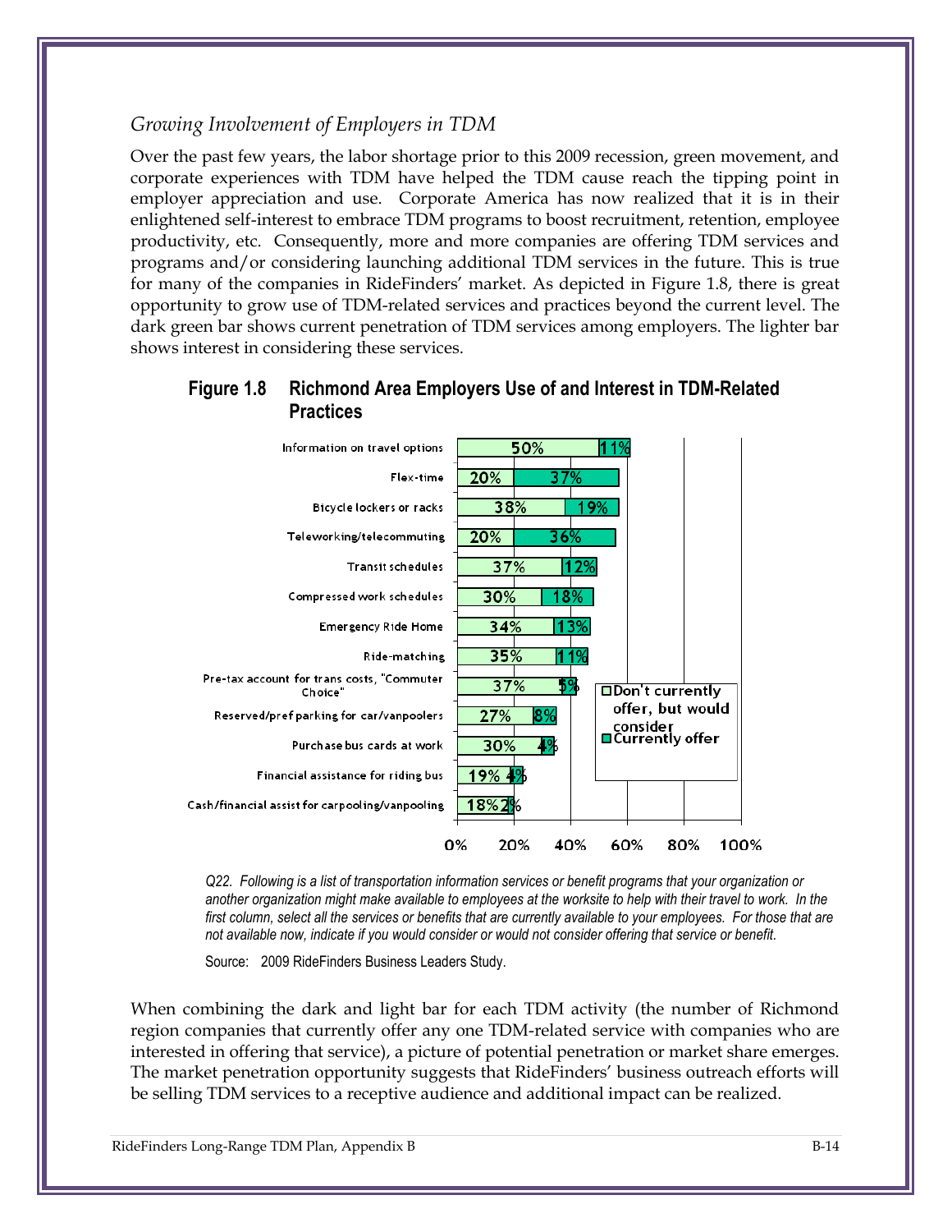*Growing Involvement of Employers in TDM*

Over the past few years, the labor shortage prior to this 2009 recession, green movement, and corporate experiences with TDM have helped the TDM cause reach the tipping point in employer appreciation and use. Corporate America has now realized that it is in their enlightened self-interest to embrace TDM programs to boost recruitment, retention, employee productivity, etc. Consequently, more and more companies are offering TDM services and programs and/or considering launching additional TDM services in the future. This is true for many of the companies in RideFinders' market. As depicted in Figure 1.8, there is great opportunity to grow use of TDM-related services and practices beyond the current level. The dark green bar shows current penetration of TDM services among employers. The lighter bar shows interest in considering these services.

**Figure 1.8 Richmond Area Employers Use of and Interest in TDM-Related Practices**

| Practice | Don't currently offer, but would consider | Currently offer |
|---|---|---|
| Information on travel options | 50% | 11% |
| Flex-time | 20% | 37% |
| Bicycle lockers or racks | 38% | 19% |
| Teleworking/telecommuting | 20% | 36% |
| Transit schedules | 37% | 12% |
| Compressed work schedules | 30% | 18% |
| Emergency Ride Home | 34% | 13% |
| Ride-matching | 35% | 11% |
| Pre-tax account for trans costs, "Commuter Choice" | 37% | 5% |
| Reserved/pref parking for car/vanpoolers | 27% | 8% |
| Purchase bus cards at work | 30% | 4% |
| Financial assistance for riding bus | 19% | 4% |
| Cash/financial assist for carpooling/vanpooling | 18% | 2% |

*Q22. Following is a list of transportation information services or benefit programs that your organization or another organization might make available to employees at the worksite to help with their travel to work. In the first column, select all the services or benefits that are currently available to your employees. For those that are not available now, indicate if you would consider or would not consider offering that service or benefit.*

Source: 2009 RideFinders Business Leaders Study.

When combining the dark and light bar for each TDM activity (the number of Richmond region companies that currently offer any one TDM-related service with companies who are interested in offering that service), a picture of potential penetration or market share emerges. The market penetration opportunity suggests that RideFinders' business outreach efforts will be selling TDM services to a receptive audience and additional impact can be realized.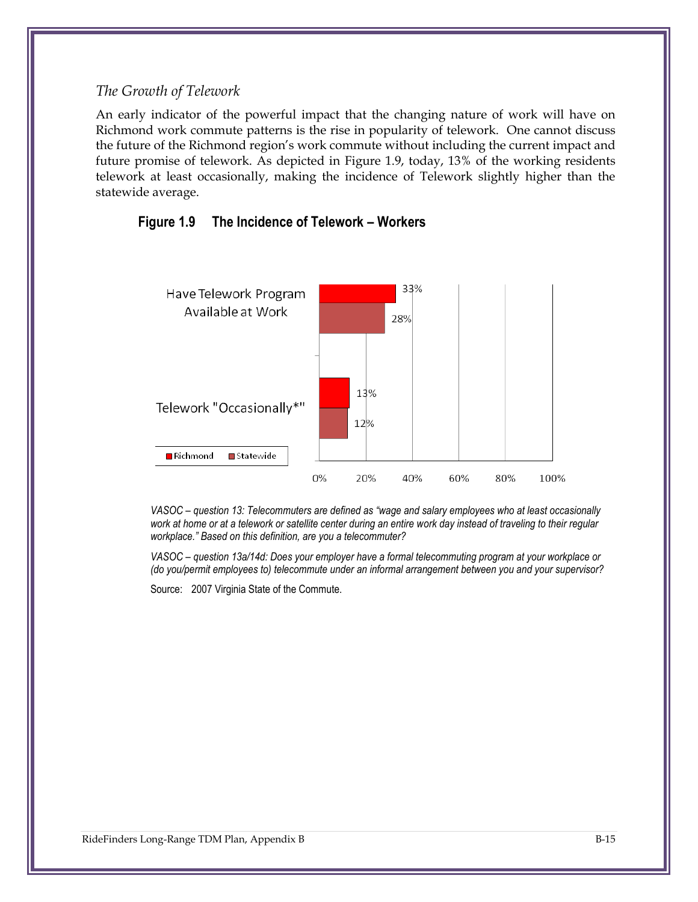### *The Growth of Telework*

An early indicator of the powerful impact that the changing nature of work will have on Richmond work commute patterns is the rise in popularity of telework. One cannot discuss the future of the Richmond region's work commute without including the current impact and future promise of telework. As depicted in Figure 1.9, today, 13% of the working residents telework at least occasionally, making the incidence of Telework slightly higher than the statewide average.

**Figure 1.9 The Incidence of Telework – Workers**

| | Richmond | Statewide |
|---|---|---|
| Have Telework Program Available at Work | 33% | 28% |
| Telework "Occasionally*" | 13% | 12% |

*VASOC – question 13: Telecommuters are defined as "wage and salary employees who at least occasionally work at home or at a telework or satellite center during an entire work day instead of traveling to their regular workplace." Based on this definition, are you a telecommuter?*

*VASOC – question 13a/14d: Does your employer have a formal telecommuting program at your workplace or (do you/permit employees to) telecommute under an informal arrangement between you and your supervisor?*

Source: 2007 Virginia State of the Commute.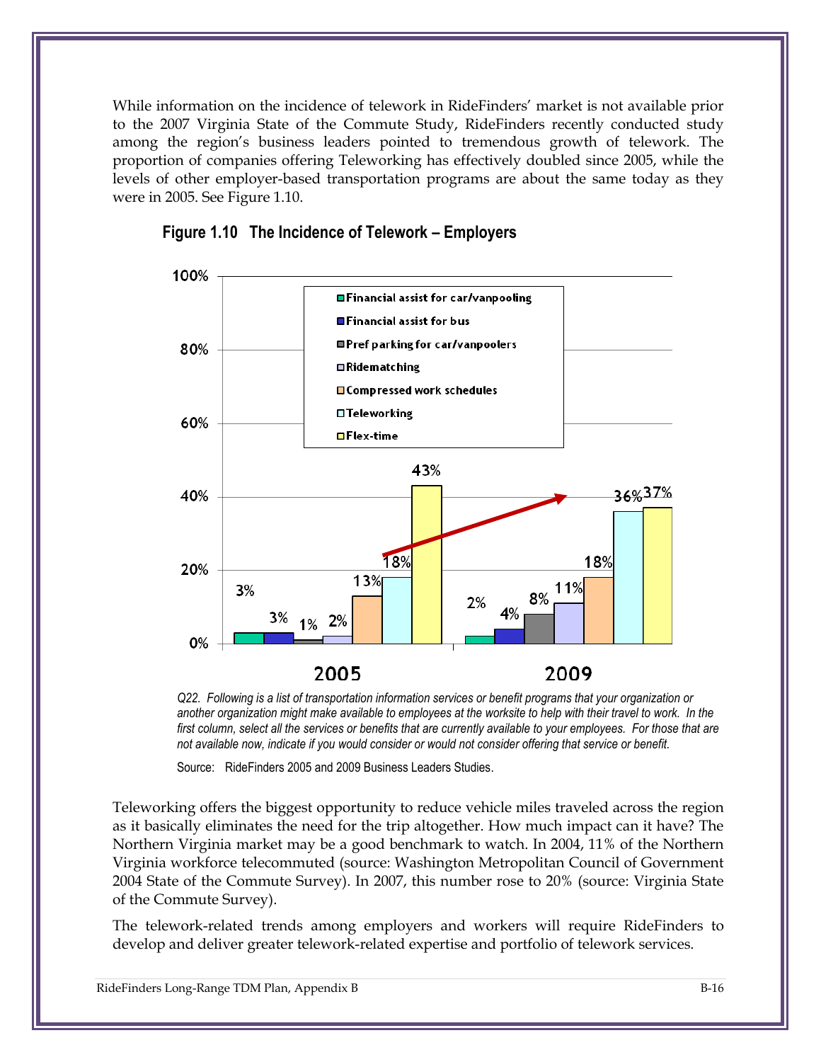While information on the incidence of telework in RideFinders' market is not available prior to the 2007 Virginia State of the Commute Study, RideFinders recently conducted study among the region's business leaders pointed to tremendous growth of telework. The proportion of companies offering Teleworking has effectively doubled since 2005, while the levels of other employer-based transportation programs are about the same today as they were in 2005. See Figure 1.10.

**Figure 1.10 The Incidence of Telework – Employers**

| | 2005 | 2009 |
|---|---|---|
| Financial assist for car/vanpooling | 3% | 2% |
| Financial assist for bus | 3% | 4% |
| Pref parking for car/vanpoolers | 1% | 8% |
| Ridematching | 2% | 11% |
| Compressed work schedules | 13% | 18% |
| Teleworking | 18% | 36% |
| Flex-time | 43% | 37% |

*Q22. Following is a list of transportation information services or benefit programs that your organization or another organization might make available to employees at the worksite to help with their travel to work. In the first column, select all the services or benefits that are currently available to your employees. For those that are not available now, indicate if you would consider or would not consider offering that service or benefit.*

Source: RideFinders 2005 and 2009 Business Leaders Studies.

Teleworking offers the biggest opportunity to reduce vehicle miles traveled across the region as it basically eliminates the need for the trip altogether. How much impact can it have? The Northern Virginia market may be a good benchmark to watch. In 2004, 11% of the Northern Virginia workforce telecommuted (source: Washington Metropolitan Council of Government 2004 State of the Commute Survey). In 2007, this number rose to 20% (source: Virginia State of the Commute Survey).

The telework-related trends among employers and workers will require RideFinders to develop and deliver greater telework-related expertise and portfolio of telework services.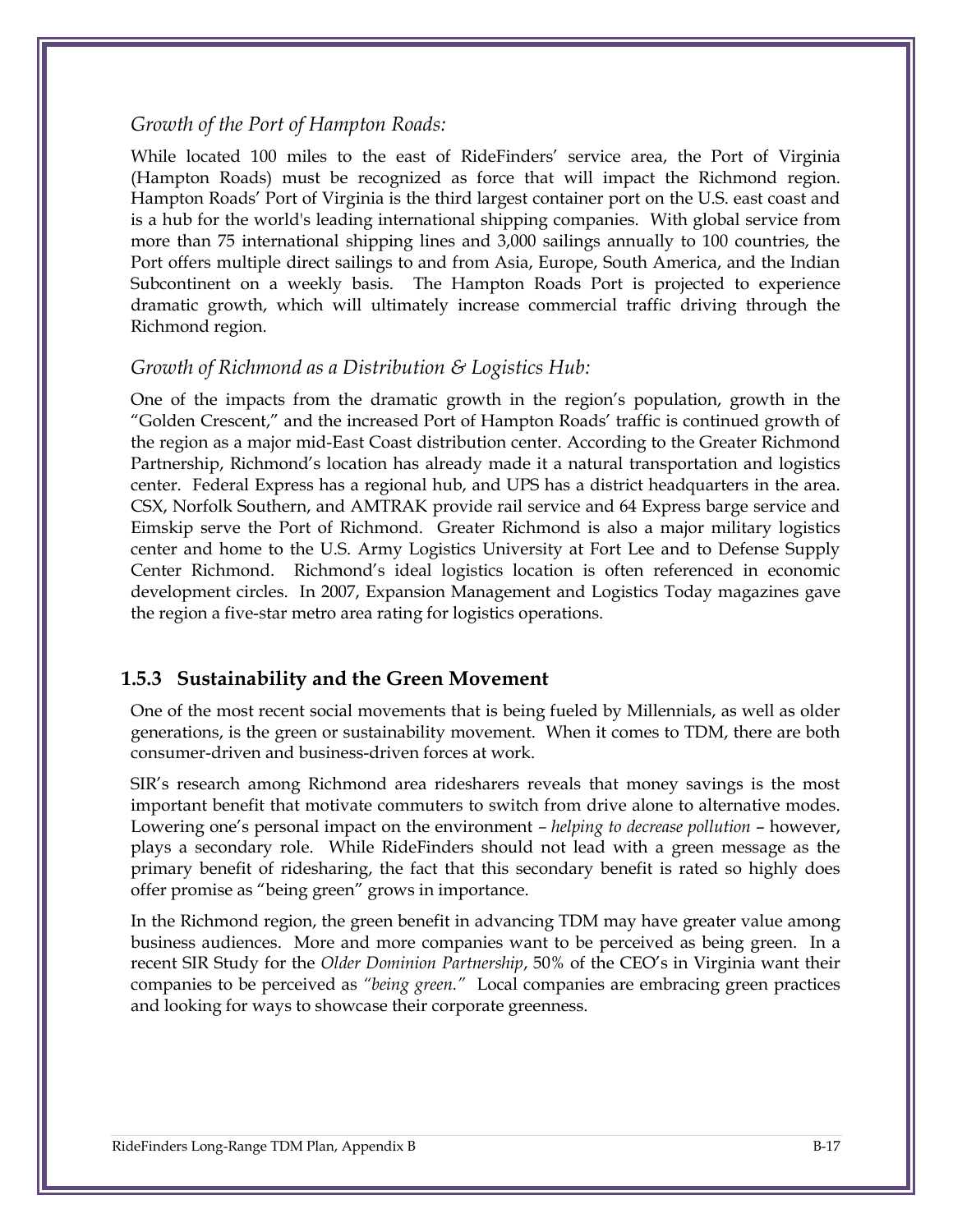*Growth of the Port of Hampton Roads:*

While located 100 miles to the east of RideFinders' service area, the Port of Virginia (Hampton Roads) must be recognized as force that will impact the Richmond region. Hampton Roads' Port of Virginia is the third largest container port on the U.S. east coast and is a hub for the world's leading international shipping companies. With global service from more than 75 international shipping lines and 3,000 sailings annually to 100 countries, the Port offers multiple direct sailings to and from Asia, Europe, South America, and the Indian Subcontinent on a weekly basis. The Hampton Roads Port is projected to experience dramatic growth, which will ultimately increase commercial traffic driving through the Richmond region.

*Growth of Richmond as a Distribution & Logistics Hub:*

One of the impacts from the dramatic growth in the region's population, growth in the "Golden Crescent," and the increased Port of Hampton Roads' traffic is continued growth of the region as a major mid-East Coast distribution center. According to the Greater Richmond Partnership, Richmond's location has already made it a natural transportation and logistics center. Federal Express has a regional hub, and UPS has a district headquarters in the area. CSX, Norfolk Southern, and AMTRAK provide rail service and 64 Express barge service and Eimskip serve the Port of Richmond. Greater Richmond is also a major military logistics center and home to the U.S. Army Logistics University at Fort Lee and to Defense Supply Center Richmond. Richmond's ideal logistics location is often referenced in economic development circles. In 2007, Expansion Management and Logistics Today magazines gave the region a five-star metro area rating for logistics operations.

### 1.5.3 Sustainability and the Green Movement

One of the most recent social movements that is being fueled by Millennials, as well as older generations, is the green or sustainability movement. When it comes to TDM, there are both consumer-driven and business-driven forces at work.

SIR's research among Richmond area ridesharers reveals that money savings is the most important benefit that motivate commuters to switch from drive alone to alternative modes. Lowering one's personal impact on the environment – *helping to decrease pollution* – however, plays a secondary role. While RideFinders should not lead with a green message as the primary benefit of ridesharing, the fact that this secondary benefit is rated so highly does offer promise as "being green" grows in importance.

In the Richmond region, the green benefit in advancing TDM may have greater value among business audiences. More and more companies want to be perceived as being green. In a recent SIR Study for the *Older Dominion Partnership*, 50% of the CEO's in Virginia want their companies to be perceived as *"being green."* Local companies are embracing green practices and looking for ways to showcase their corporate greenness.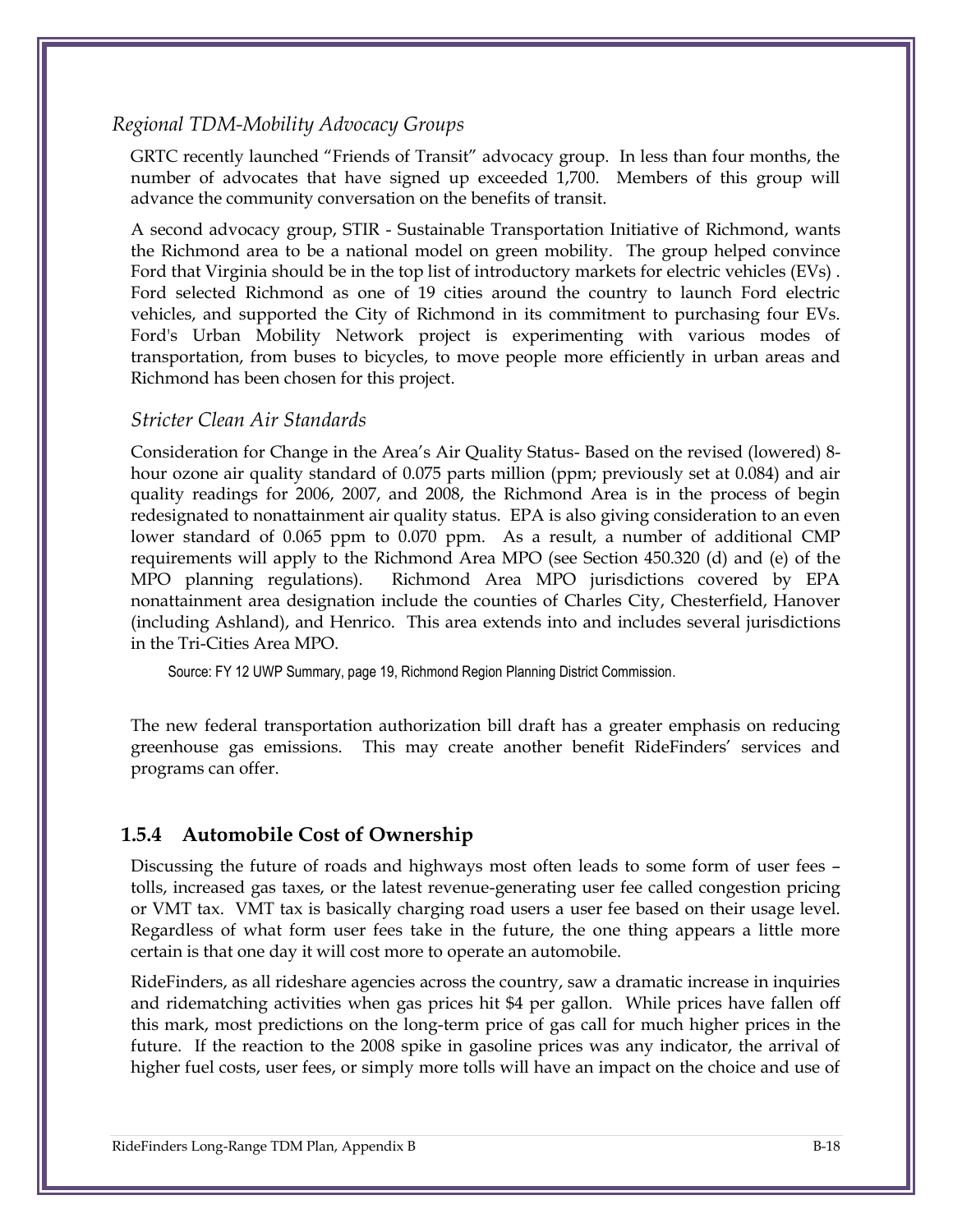*Regional TDM-Mobility Advocacy Groups*

GRTC recently launched "Friends of Transit" advocacy group. In less than four months, the number of advocates that have signed up exceeded 1,700. Members of this group will advance the community conversation on the benefits of transit.

A second advocacy group, STIR - Sustainable Transportation Initiative of Richmond, wants the Richmond area to be a national model on green mobility. The group helped convince Ford that Virginia should be in the top list of introductory markets for electric vehicles (EVs) . Ford selected Richmond as one of 19 cities around the country to launch Ford electric vehicles, and supported the City of Richmond in its commitment to purchasing four EVs. Ford's Urban Mobility Network project is experimenting with various modes of transportation, from buses to bicycles, to move people more efficiently in urban areas and Richmond has been chosen for this project.

*Stricter Clean Air Standards*

Consideration for Change in the Area's Air Quality Status- Based on the revised (lowered) 8-hour ozone air quality standard of 0.075 parts million (ppm; previously set at 0.084) and air quality readings for 2006, 2007, and 2008, the Richmond Area is in the process of begin redesignated to nonattainment air quality status. EPA is also giving consideration to an even lower standard of 0.065 ppm to 0.070 ppm. As a result, a number of additional CMP requirements will apply to the Richmond Area MPO (see Section 450.320 (d) and (e) of the MPO planning regulations). Richmond Area MPO jurisdictions covered by EPA nonattainment area designation include the counties of Charles City, Chesterfield, Hanover (including Ashland), and Henrico. This area extends into and includes several jurisdictions in the Tri-Cities Area MPO.

Source: FY 12 UWP Summary, page 19, Richmond Region Planning District Commission.

The new federal transportation authorization bill draft has a greater emphasis on reducing greenhouse gas emissions. This may create another benefit RideFinders' services and programs can offer.

### 1.5.4 Automobile Cost of Ownership

Discussing the future of roads and highways most often leads to some form of user fees – tolls, increased gas taxes, or the latest revenue-generating user fee called congestion pricing or VMT tax. VMT tax is basically charging road users a user fee based on their usage level. Regardless of what form user fees take in the future, the one thing appears a little more certain is that one day it will cost more to operate an automobile.

RideFinders, as all rideshare agencies across the country, saw a dramatic increase in inquiries and ridematching activities when gas prices hit $4 per gallon. While prices have fallen off this mark, most predictions on the long-term price of gas call for much higher prices in the future. If the reaction to the 2008 spike in gasoline prices was any indicator, the arrival of higher fuel costs, user fees, or simply more tolls will have an impact on the choice and use of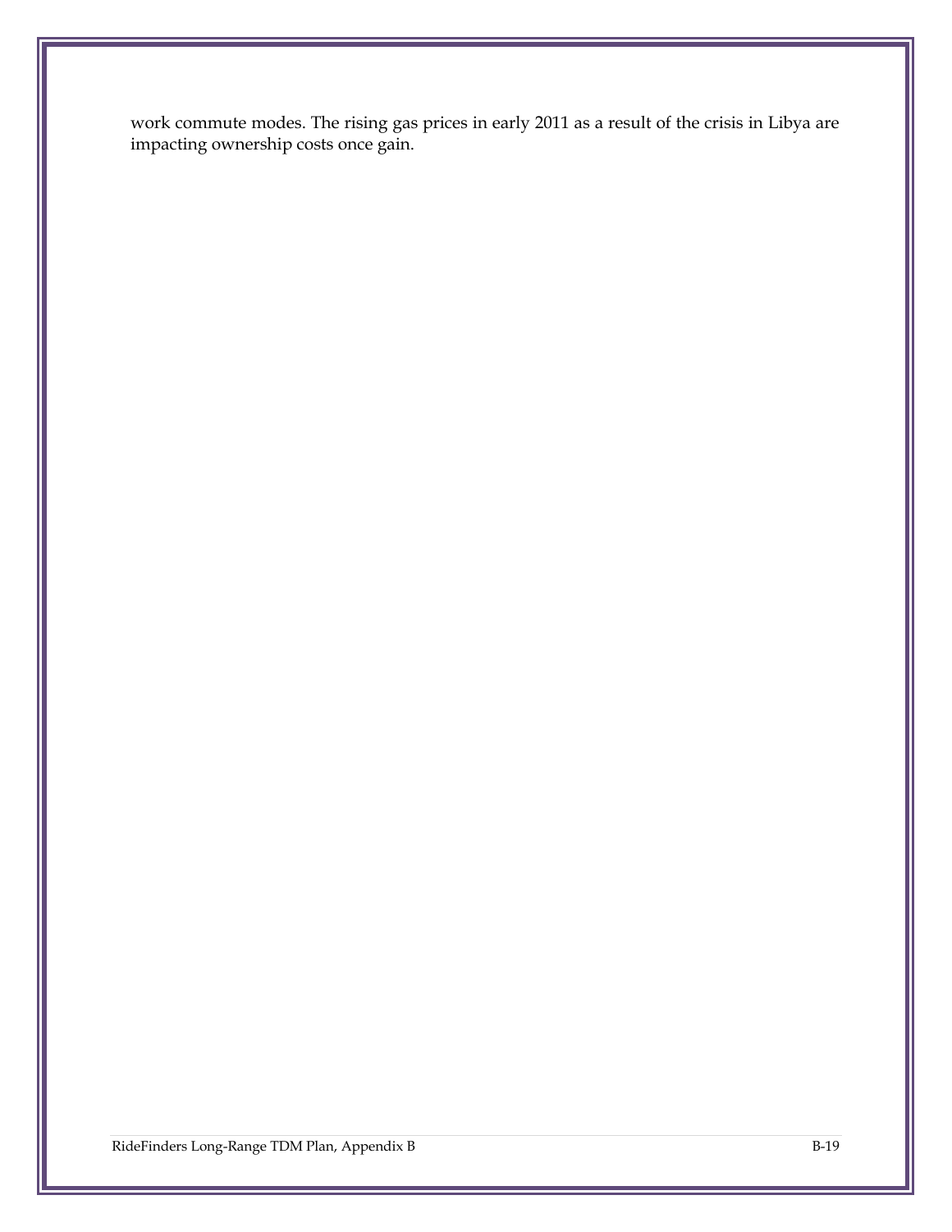work commute modes. The rising gas prices in early 2011 as a result of the crisis in Libya are impacting ownership costs once gain.